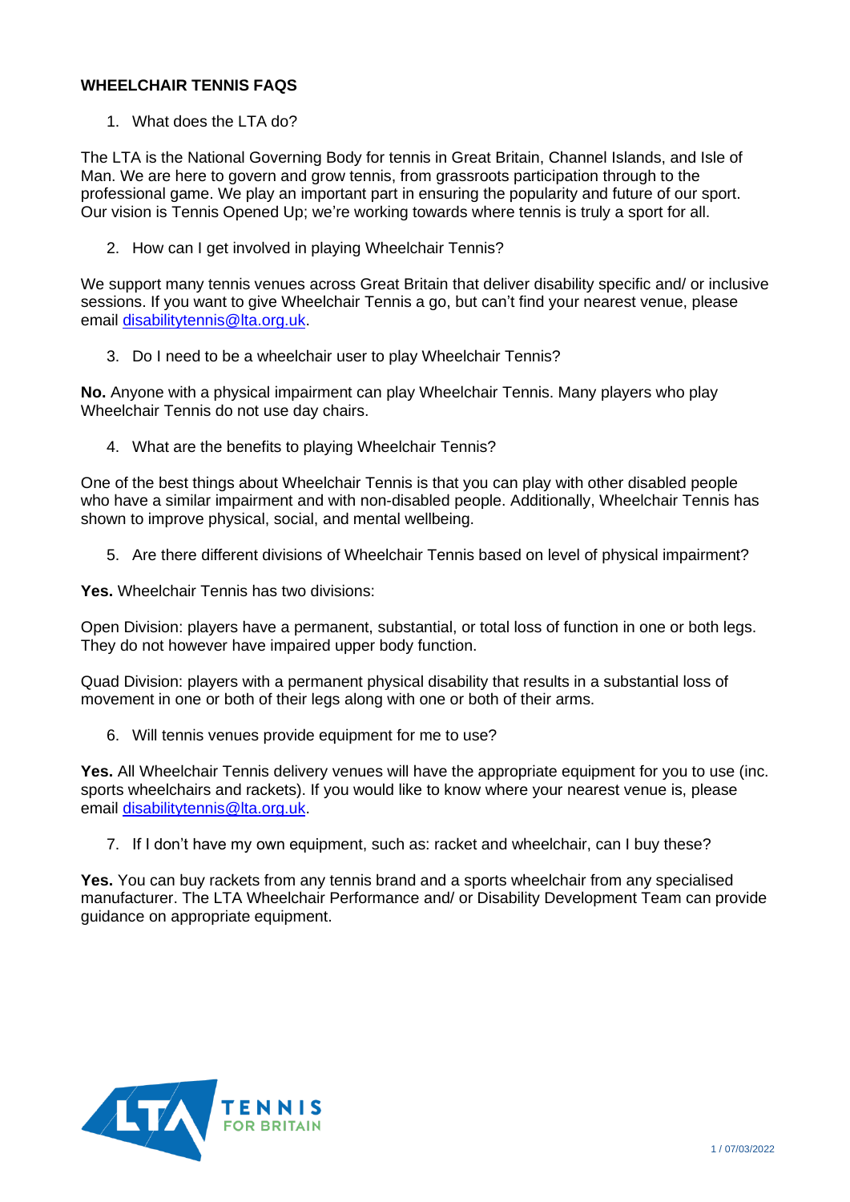# WHEELCHAIR TENNIS FAQS

1. What does the LTA do?

The LTA is the National Governing Body for tennis in Great Britain, Channel Islands, and Isle of Man. We are here to govern and grow tennis, from grassroots participation through to the professional game. We play an important part in ensuring the popularity and future of our sport. Our vision is Tennis Opened Up; we're working towards where tennis is truly a sport for all.

2. How can I get involved in playing Wheelchair Tennis?

We support many tennis venues across Great Britain that deliver disability specific and/ or inclusive sessions. If you want to give Wheelchair Tennis a go, but can't find your nearest venue, please email [disabilitytennis@lta.org.uk](mailto:disabilitytennis@lta.org.uk).

3. Do I need to be a wheelchair user to play Wheelchair Tennis?

**No.** Anyone with a physical impairment can play Wheelchair Tennis. Many players who play Wheelchair Tennis do not use day chairs.

4. What are the benefits to playing Wheelchair Tennis?

One of the best things about Wheelchair Tennis is that you can play with other disabled people who have a similar impairment and with non-disabled people. Additionally, Wheelchair Tennis has shown to improve physical, social, and mental wellbeing.

5. Are there different divisions of Wheelchair Tennis based on level of physical impairment?

**Yes.** Wheelchair Tennis has two divisions:

Open Division: players have a permanent, substantial, or total loss of function in one or both legs. They do not however have impaired upper body function.

Quad Division: players with a permanent physical disability that results in a substantial loss of movement in one or both of their legs along with one or both of their arms.

6. Will tennis venues provide equipment for me to use?

**Yes.** All Wheelchair Tennis delivery venues will have the appropriate equipment for you to use (inc. sports wheelchairs and rackets). If you would like to know where your nearest venue is, please email [disabilitytennis@lta.org.uk](mailto:disabilitytennis@lta.org.uk).

7. If I don't have my own equipment, such as: racket and wheelchair, can I buy these?

**Yes.** You can buy rackets from any tennis brand and a sports wheelchair from any specialised manufacturer. The LTA Wheelchair Performance and/ or Disability Development Team can provide guidance on appropriate equipment.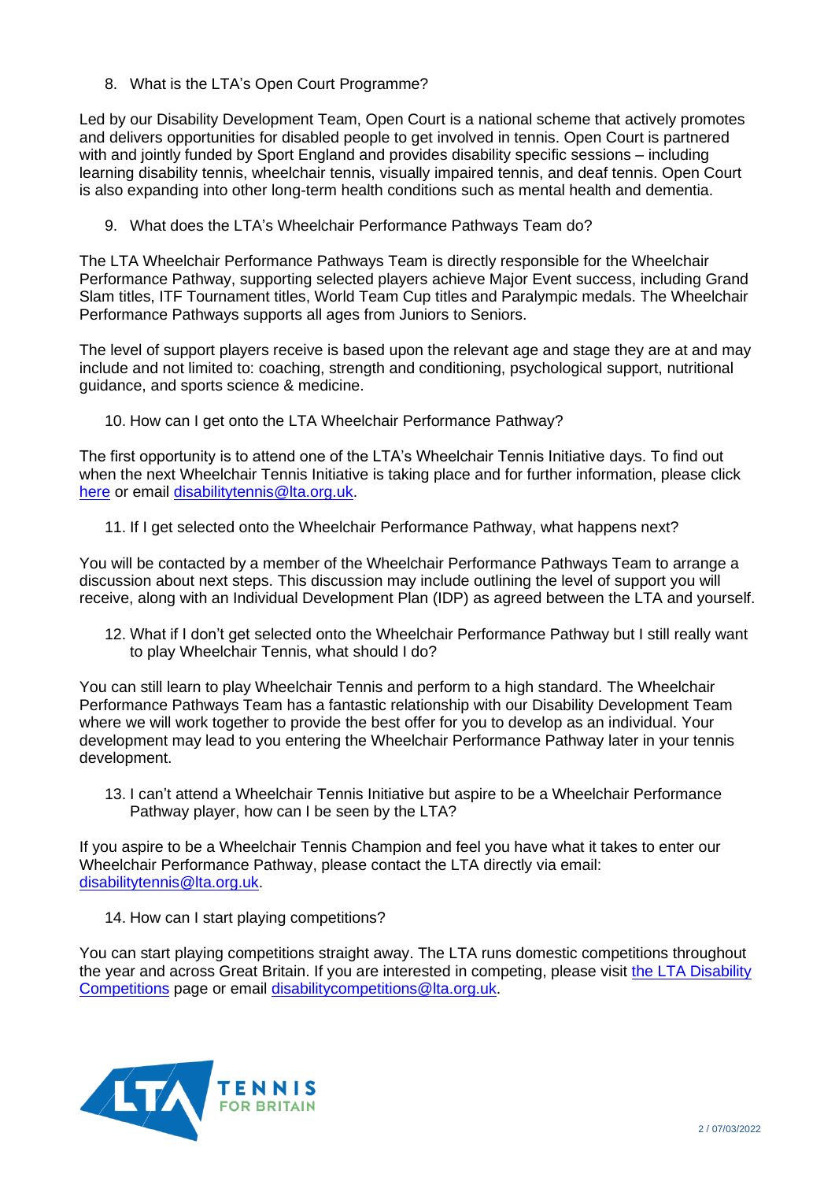8. What is the LTA's Open Court Programme?

Led by our Disability Development Team, Open Court is a national scheme that actively promotes and delivers opportunities for disabled people to get involved in tennis. Open Court is partnered with and jointly funded by Sport England and provides disability specific sessions – including learning disability tennis, wheelchair tennis, visually impaired tennis, and deaf tennis. Open Court is also expanding into other long-term health conditions such as mental health and dementia.

9. What does the LTA's Wheelchair Performance Pathways Team do?

The LTA Wheelchair Performance Pathways Team is directly responsible for the Wheelchair Performance Pathway, supporting selected players achieve Major Event success, including Grand Slam titles, ITF Tournament titles, World Team Cup titles and Paralympic medals. The Wheelchair Performance Pathways supports all ages from Juniors to Seniors.

The level of support players receive is based upon the relevant age and stage they are at and may include and not limited to: coaching, strength and conditioning, psychological support, nutritional guidance, and sports science & medicine.

10. How can I get onto the LTA Wheelchair Performance Pathway?

The first opportunity is to attend one of the LTA's Wheelchair Tennis Initiative days. To find out when the next Wheelchair Tennis Initiative is taking place and for further information, please click here or email disabilitytennis@lta.org.uk.

11. If I get selected onto the Wheelchair Performance Pathway, what happens next?

You will be contacted by a member of the Wheelchair Performance Pathways Team to arrange a discussion about next steps. This discussion may include outlining the level of support you will receive, along with an Individual Development Plan (IDP) as agreed between the LTA and yourself.

12. What if I don't get selected onto the Wheelchair Performance Pathway but I still really want to play Wheelchair Tennis, what should I do?

You can still learn to play Wheelchair Tennis and perform to a high standard. The Wheelchair Performance Pathways Team has a fantastic relationship with our Disability Development Team where we will work together to provide the best offer for you to develop as an individual. Your development may lead to you entering the Wheelchair Performance Pathway later in your tennis development.

13. I can't attend a Wheelchair Tennis Initiative but aspire to be a Wheelchair Performance Pathway player, how can I be seen by the LTA?

If you aspire to be a Wheelchair Tennis Champion and feel you have what it takes to enter our Wheelchair Performance Pathway, please contact the LTA directly via email: disabilitytennis@lta.org.uk.

14. How can I start playing competitions?

You can start playing competitions straight away. The LTA runs domestic competitions throughout the year and across Great Britain. If you are interested in competing, please visit the LTA Disability Competitions page or email disabilitycompetitions@lta.org.uk.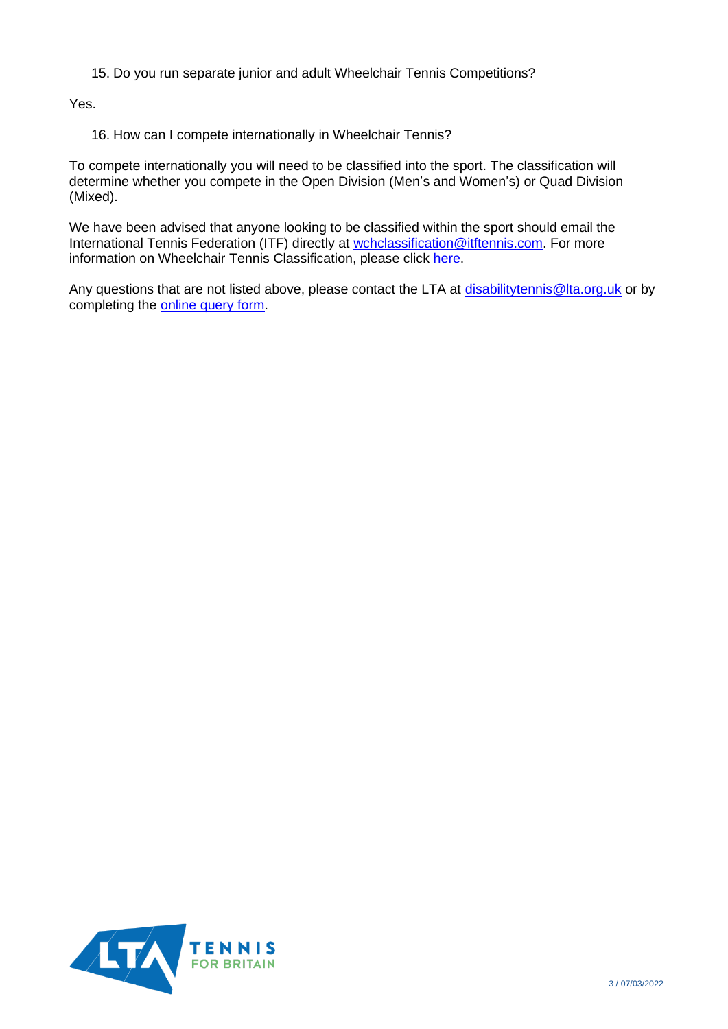15. Do you run separate junior and adult Wheelchair Tennis Competitions?

Yes.

16. How can I compete internationally in Wheelchair Tennis?

To compete internationally you will need to be classified into the sport. The classification will determine whether you compete in the Open Division (Men's and Women's) or Quad Division (Mixed).

We have been advised that anyone looking to be classified within the sport should email the International Tennis Federation (ITF) directly at wchclassification@itftennis.com. For more information on Wheelchair Tennis Classification, please click here.

Any questions that are not listed above, please contact the LTA at disabilitytennis@lta.org.uk or by completing the online query form.